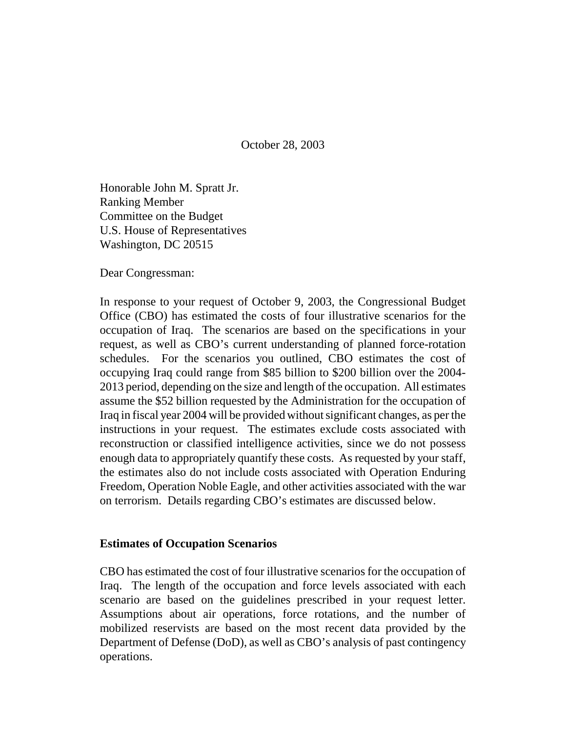October 28, 2003

Honorable John M. Spratt Jr.
Ranking Member
Committee on the Budget
U.S. House of Representatives
Washington, DC 20515

Dear Congressman:

In response to your request of October 9, 2003, the Congressional Budget Office (CBO) has estimated the costs of four illustrative scenarios for the occupation of Iraq. The scenarios are based on the specifications in your request, as well as CBO's current understanding of planned force-rotation schedules. For the scenarios you outlined, CBO estimates the cost of occupying Iraq could range from $85 billion to $200 billion over the 2004-2013 period, depending on the size and length of the occupation. All estimates assume the $52 billion requested by the Administration for the occupation of Iraq in fiscal year 2004 will be provided without significant changes, as per the instructions in your request. The estimates exclude costs associated with reconstruction or classified intelligence activities, since we do not possess enough data to appropriately quantify these costs. As requested by your staff, the estimates also do not include costs associated with Operation Enduring Freedom, Operation Noble Eagle, and other activities associated with the war on terrorism. Details regarding CBO's estimates are discussed below.

**Estimates of Occupation Scenarios**

CBO has estimated the cost of four illustrative scenarios for the occupation of Iraq. The length of the occupation and force levels associated with each scenario are based on the guidelines prescribed in your request letter. Assumptions about air operations, force rotations, and the number of mobilized reservists are based on the most recent data provided by the Department of Defense (DoD), as well as CBO's analysis of past contingency operations.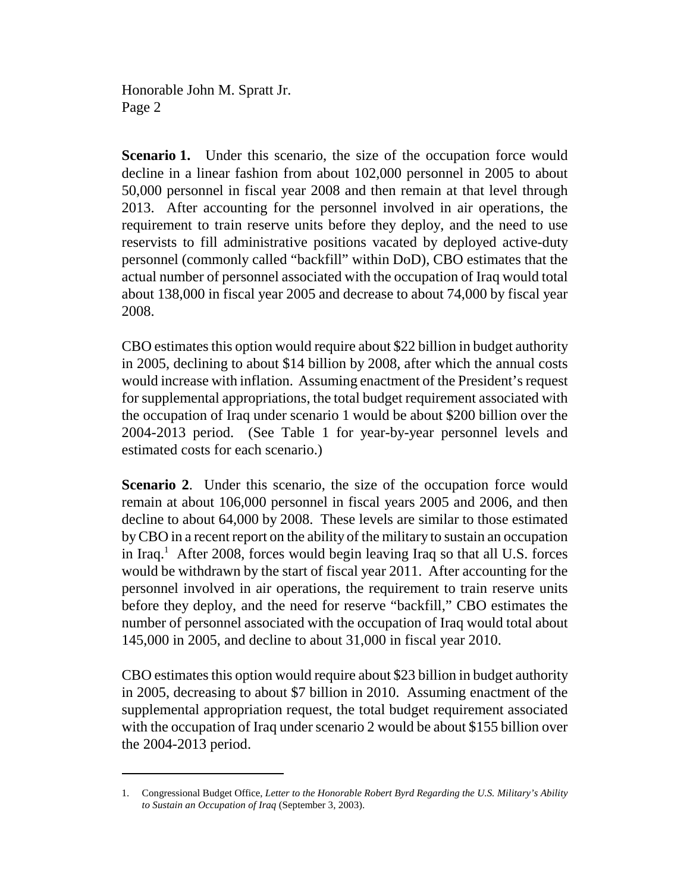**Scenario 1.** Under this scenario, the size of the occupation force would decline in a linear fashion from about 102,000 personnel in 2005 to about 50,000 personnel in fiscal year 2008 and then remain at that level through 2013. After accounting for the personnel involved in air operations, the requirement to train reserve units before they deploy, and the need to use reservists to fill administrative positions vacated by deployed active-duty personnel (commonly called "backfill" within DoD), CBO estimates that the actual number of personnel associated with the occupation of Iraq would total about 138,000 in fiscal year 2005 and decrease to about 74,000 by fiscal year 2008.

CBO estimates this option would require about $22 billion in budget authority in 2005, declining to about $14 billion by 2008, after which the annual costs would increase with inflation. Assuming enactment of the President's request for supplemental appropriations, the total budget requirement associated with the occupation of Iraq under scenario 1 would be about $200 billion over the 2004-2013 period. (See Table 1 for year-by-year personnel levels and estimated costs for each scenario.)

**Scenario 2**. Under this scenario, the size of the occupation force would remain at about 106,000 personnel in fiscal years 2005 and 2006, and then decline to about 64,000 by 2008. These levels are similar to those estimated by CBO in a recent report on the ability of the military to sustain an occupation in Iraq.[1] After 2008, forces would begin leaving Iraq so that all U.S. forces would be withdrawn by the start of fiscal year 2011. After accounting for the personnel involved in air operations, the requirement to train reserve units before they deploy, and the need for reserve "backfill," CBO estimates the number of personnel associated with the occupation of Iraq would total about 145,000 in 2005, and decline to about 31,000 in fiscal year 2010.

CBO estimates this option would require about $23 billion in budget authority in 2005, decreasing to about $7 billion in 2010. Assuming enactment of the supplemental appropriation request, the total budget requirement associated with the occupation of Iraq under scenario 2 would be about $155 billion over the 2004-2013 period.

---

1. Congressional Budget Office, *Letter to the Honorable Robert Byrd Regarding the U.S. Military's Ability to Sustain an Occupation of Iraq* (September 3, 2003).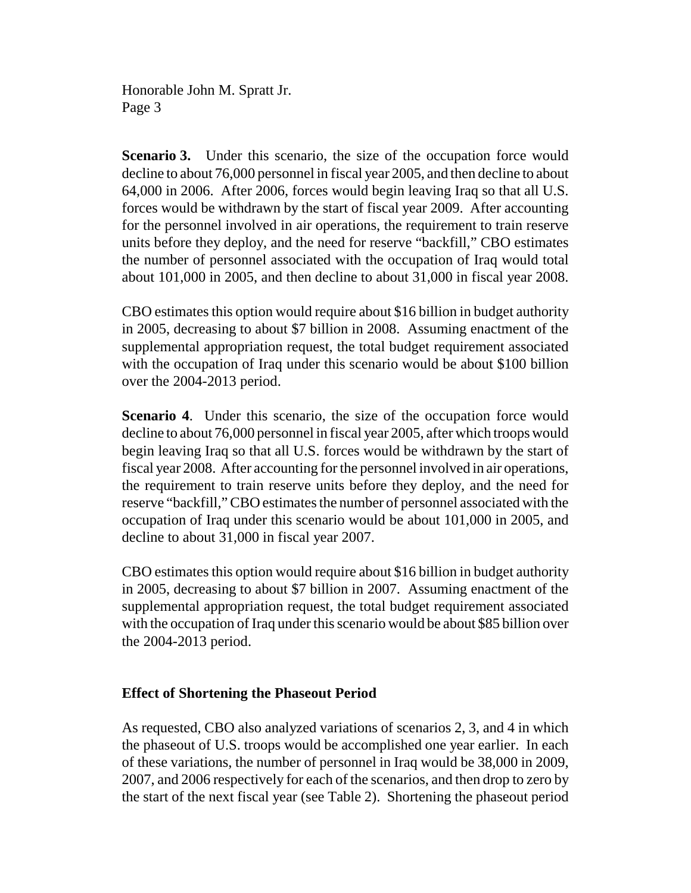**Scenario 3.** Under this scenario, the size of the occupation force would decline to about 76,000 personnel in fiscal year 2005, and then decline to about 64,000 in 2006. After 2006, forces would begin leaving Iraq so that all U.S. forces would be withdrawn by the start of fiscal year 2009. After accounting for the personnel involved in air operations, the requirement to train reserve units before they deploy, and the need for reserve "backfill," CBO estimates the number of personnel associated with the occupation of Iraq would total about 101,000 in 2005, and then decline to about 31,000 in fiscal year 2008.

CBO estimates this option would require about $16 billion in budget authority in 2005, decreasing to about $7 billion in 2008. Assuming enactment of the supplemental appropriation request, the total budget requirement associated with the occupation of Iraq under this scenario would be about $100 billion over the 2004-2013 period.

**Scenario 4**. Under this scenario, the size of the occupation force would decline to about 76,000 personnel in fiscal year 2005, after which troops would begin leaving Iraq so that all U.S. forces would be withdrawn by the start of fiscal year 2008. After accounting for the personnel involved in air operations, the requirement to train reserve units before they deploy, and the need for reserve "backfill," CBO estimates the number of personnel associated with the occupation of Iraq under this scenario would be about 101,000 in 2005, and decline to about 31,000 in fiscal year 2007.

CBO estimates this option would require about $16 billion in budget authority in 2005, decreasing to about $7 billion in 2007. Assuming enactment of the supplemental appropriation request, the total budget requirement associated with the occupation of Iraq under this scenario would be about $85 billion over the 2004-2013 period.

## Effect of Shortening the Phaseout Period

As requested, CBO also analyzed variations of scenarios 2, 3, and 4 in which the phaseout of U.S. troops would be accomplished one year earlier. In each of these variations, the number of personnel in Iraq would be 38,000 in 2009, 2007, and 2006 respectively for each of the scenarios, and then drop to zero by the start of the next fiscal year (see Table 2). Shortening the phaseout period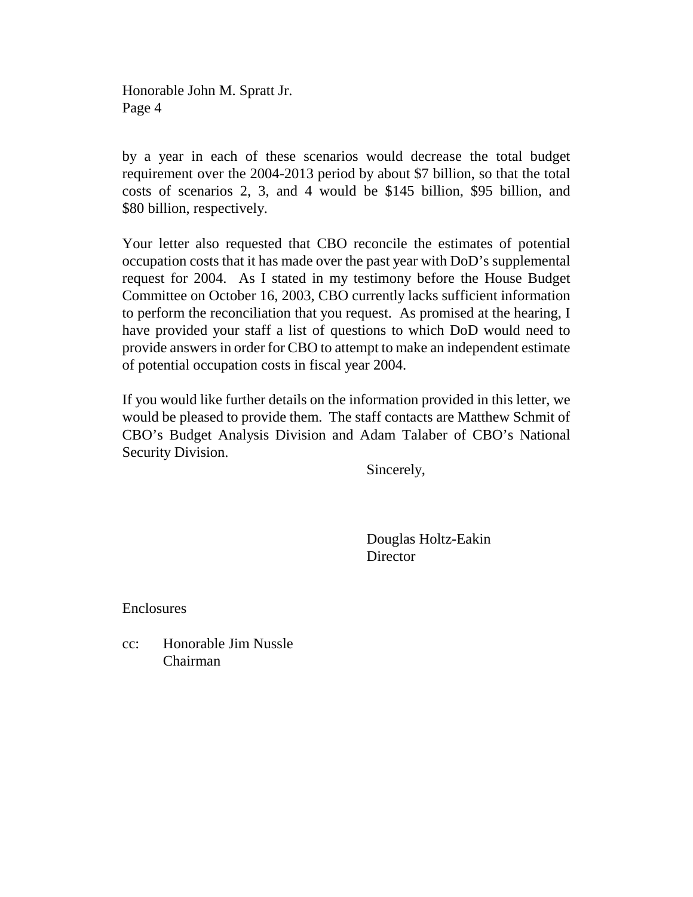by a year in each of these scenarios would decrease the total budget requirement over the 2004-2013 period by about $7 billion, so that the total costs of scenarios 2, 3, and 4 would be $145 billion, $95 billion, and $80 billion, respectively.

Your letter also requested that CBO reconcile the estimates of potential occupation costs that it has made over the past year with DoD's supplemental request for 2004. As I stated in my testimony before the House Budget Committee on October 16, 2003, CBO currently lacks sufficient information to perform the reconciliation that you request. As promised at the hearing, I have provided your staff a list of questions to which DoD would need to provide answers in order for CBO to attempt to make an independent estimate of potential occupation costs in fiscal year 2004.

If you would like further details on the information provided in this letter, we would be pleased to provide them. The staff contacts are Matthew Schmit of CBO's Budget Analysis Division and Adam Talaber of CBO's National Security Division.

Sincerely,

Douglas Holtz-Eakin
Director

Enclosures

cc: Honorable Jim Nussle
Chairman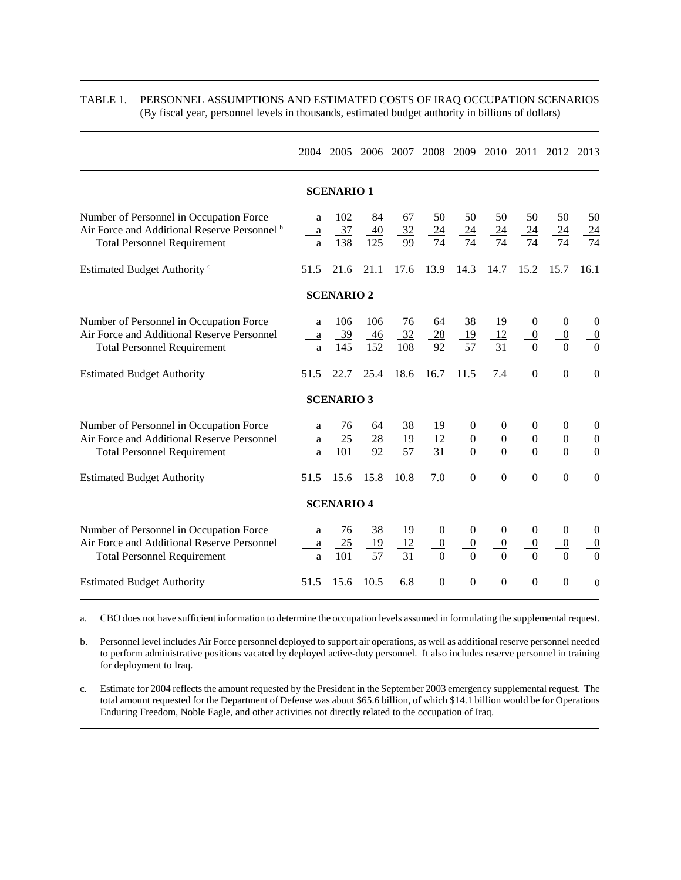TABLE 1. PERSONNEL ASSUMPTIONS AND ESTIMATED COSTS OF IRAQ OCCUPATION SCENARIOS
(By fiscal year, personnel levels in thousands, estimated budget authority in billions of dollars)

| | 2004 | 2005 | 2006 | 2007 | 2008 | 2009 | 2010 | 2011 | 2012 | 2013 |
|---|---|---|---|---|---|---|---|---|---|---|
| **SCENARIO 1** | | | | | | | | | | |
| Number of Personnel in Occupation Force | a | 102 | 84 | 67 | 50 | 50 | 50 | 50 | 50 | 50 |
| Air Force and Additional Reserve Personnel [b] | a | 37 | 40 | 32 | 24 | 24 | 24 | 24 | 24 | 24 |
| Total Personnel Requirement | a | 138 | 125 | 99 | 74 | 74 | 74 | 74 | 74 | 74 |
| Estimated Budget Authority [c] | 51.5 | 21.6 | 21.1 | 17.6 | 13.9 | 14.3 | 14.7 | 15.2 | 15.7 | 16.1 |
| **SCENARIO 2** | | | | | | | | | | |
| Number of Personnel in Occupation Force | a | 106 | 106 | 76 | 64 | 38 | 19 | 0 | 0 | 0 |
| Air Force and Additional Reserve Personnel | a | 39 | 46 | 32 | 28 | 19 | 12 | 0 | 0 | 0 |
| Total Personnel Requirement | a | 145 | 152 | 108 | 92 | 57 | 31 | 0 | 0 | 0 |
| Estimated Budget Authority | 51.5 | 22.7 | 25.4 | 18.6 | 16.7 | 11.5 | 7.4 | 0 | 0 | 0 |
| **SCENARIO 3** | | | | | | | | | | |
| Number of Personnel in Occupation Force | a | 76 | 64 | 38 | 19 | 0 | 0 | 0 | 0 | 0 |
| Air Force and Additional Reserve Personnel | a | 25 | 28 | 19 | 12 | 0 | 0 | 0 | 0 | 0 |
| Total Personnel Requirement | a | 101 | 92 | 57 | 31 | 0 | 0 | 0 | 0 | 0 |
| Estimated Budget Authority | 51.5 | 15.6 | 15.8 | 10.8 | 7.0 | 0 | 0 | 0 | 0 | 0 |
| **SCENARIO 4** | | | | | | | | | | |
| Number of Personnel in Occupation Force | a | 76 | 38 | 19 | 0 | 0 | 0 | 0 | 0 | 0 |
| Air Force and Additional Reserve Personnel | a | 25 | 19 | 12 | 0 | 0 | 0 | 0 | 0 | 0 |
| Total Personnel Requirement | a | 101 | 57 | 31 | 0 | 0 | 0 | 0 | 0 | 0 |
| Estimated Budget Authority | 51.5 | 15.6 | 10.5 | 6.8 | 0 | 0 | 0 | 0 | 0 | 0 |

a. CBO does not have sufficient information to determine the occupation levels assumed in formulating the supplemental request.

b. Personnel level includes Air Force personnel deployed to support air operations, as well as additional reserve personnel needed to perform administrative positions vacated by deployed active-duty personnel. It also includes reserve personnel in training for deployment to Iraq.

c. Estimate for 2004 reflects the amount requested by the President in the September 2003 emergency supplemental request. The total amount requested for the Department of Defense was about $65.6 billion, of which $14.1 billion would be for Operations Enduring Freedom, Noble Eagle, and other activities not directly related to the occupation of Iraq.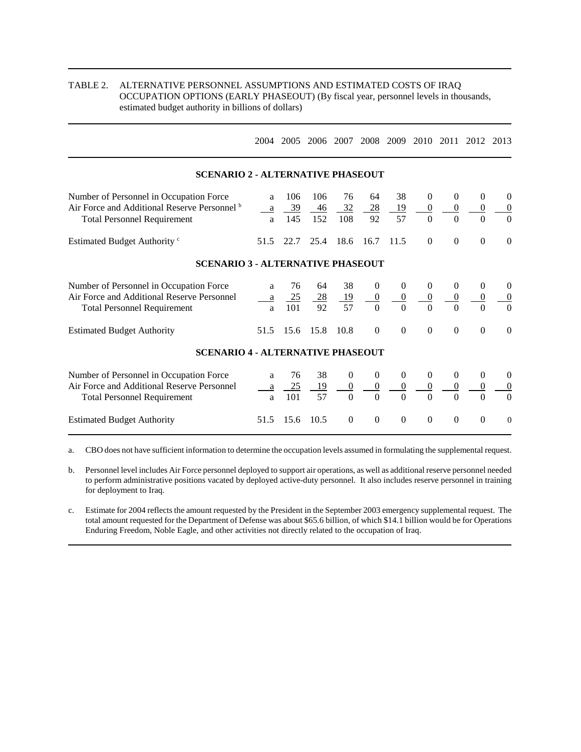TABLE 2. ALTERNATIVE PERSONNEL ASSUMPTIONS AND ESTIMATED COSTS OF IRAQ OCCUPATION OPTIONS (EARLY PHASEOUT) (By fiscal year, personnel levels in thousands, estimated budget authority in billions of dollars)

| | 2004 | 2005 | 2006 | 2007 | 2008 | 2009 | 2010 | 2011 | 2012 | 2013 |
|---|---|---|---|---|---|---|---|---|---|---|
| **SCENARIO 2 - ALTERNATIVE PHASEOUT** | | | | | | | | | | |
| Number of Personnel in Occupation Force | a | 106 | 106 | 76 | 64 | 38 | 0 | 0 | 0 | 0 |
| Air Force and Additional Reserve Personnel [b] | a | 39 | 46 | 32 | 28 | 19 | 0 | 0 | 0 | 0 |
| Total Personnel Requirement | a | 145 | 152 | 108 | 92 | 57 | 0 | 0 | 0 | 0 |
| Estimated Budget Authority [c] | 51.5 | 22.7 | 25.4 | 18.6 | 16.7 | 11.5 | 0 | 0 | 0 | 0 |
| **SCENARIO 3 - ALTERNATIVE PHASEOUT** | | | | | | | | | | |
| Number of Personnel in Occupation Force | a | 76 | 64 | 38 | 0 | 0 | 0 | 0 | 0 | 0 |
| Air Force and Additional Reserve Personnel | a | 25 | 28 | 19 | 0 | 0 | 0 | 0 | 0 | 0 |
| Total Personnel Requirement | a | 101 | 92 | 57 | 0 | 0 | 0 | 0 | 0 | 0 |
| Estimated Budget Authority | 51.5 | 15.6 | 15.8 | 10.8 | 0 | 0 | 0 | 0 | 0 | 0 |
| **SCENARIO 4 - ALTERNATIVE PHASEOUT** | | | | | | | | | | |
| Number of Personnel in Occupation Force | a | 76 | 38 | 0 | 0 | 0 | 0 | 0 | 0 | 0 |
| Air Force and Additional Reserve Personnel | a | 25 | 19 | 0 | 0 | 0 | 0 | 0 | 0 | 0 |
| Total Personnel Requirement | a | 101 | 57 | 0 | 0 | 0 | 0 | 0 | 0 | 0 |
| Estimated Budget Authority | 51.5 | 15.6 | 10.5 | 0 | 0 | 0 | 0 | 0 | 0 | 0 |

a. CBO does not have sufficient information to determine the occupation levels assumed in formulating the supplemental request.

b. Personnel level includes Air Force personnel deployed to support air operations, as well as additional reserve personnel needed to perform administrative positions vacated by deployed active-duty personnel. It also includes reserve personnel in training for deployment to Iraq.

c. Estimate for 2004 reflects the amount requested by the President in the September 2003 emergency supplemental request. The total amount requested for the Department of Defense was about \$65.6 billion, of which \$14.1 billion would be for Operations Enduring Freedom, Noble Eagle, and other activities not directly related to the occupation of Iraq.